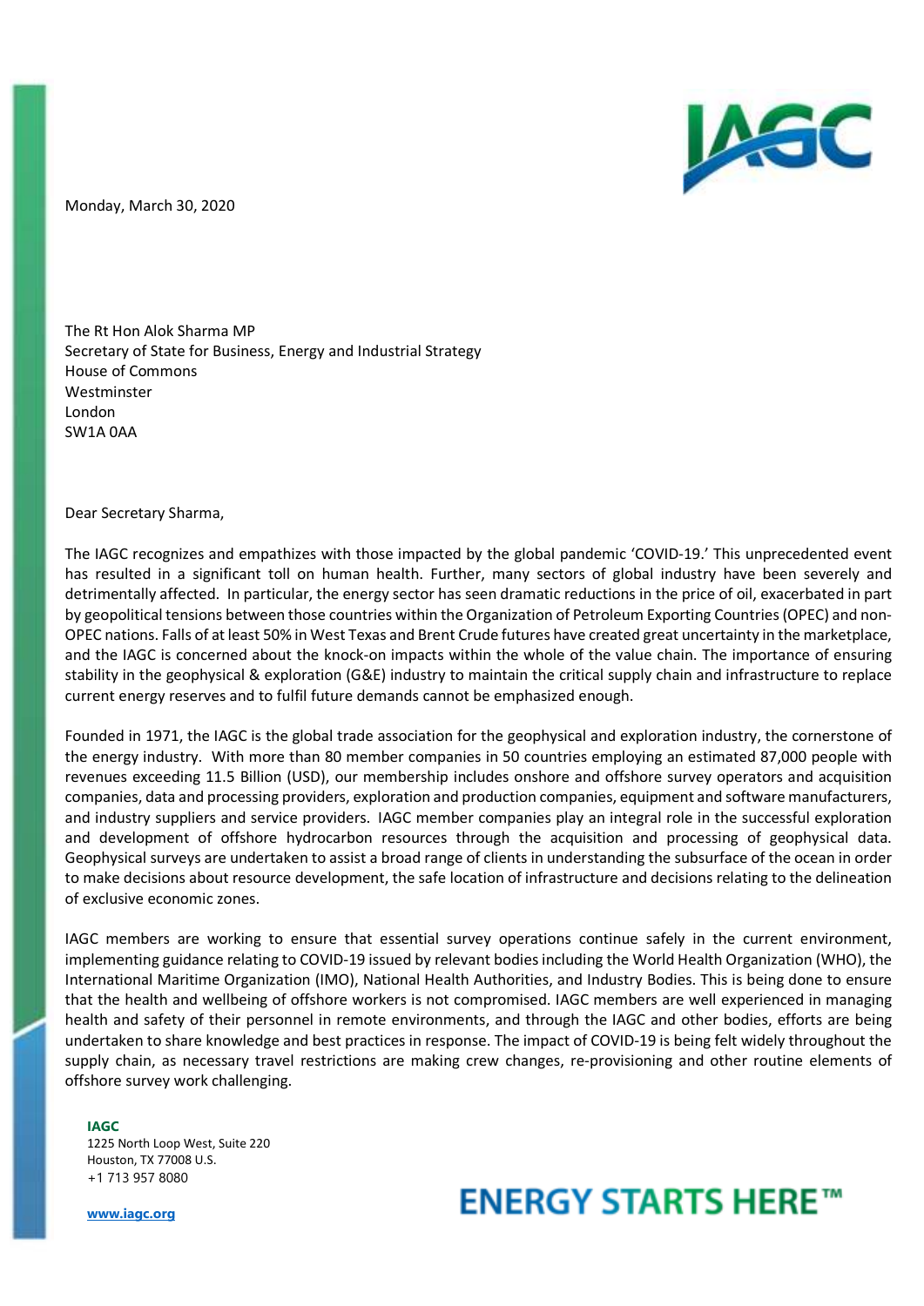Monday, March 30, 2020

The Rt Hon Alok Sharma MP
Secretary of State for Business, Energy and Industrial Strategy
House of Commons
Westminster
London
SW1A 0AA

Dear Secretary Sharma,

The IAGC recognizes and empathizes with those impacted by the global pandemic 'COVID-19.' This unprecedented event has resulted in a significant toll on human health. Further, many sectors of global industry have been severely and detrimentally affected. In particular, the energy sector has seen dramatic reductions in the price of oil, exacerbated in part by geopolitical tensions between those countries within the Organization of Petroleum Exporting Countries (OPEC) and non-OPEC nations. Falls of at least 50% in West Texas and Brent Crude futures have created great uncertainty in the marketplace, and the IAGC is concerned about the knock-on impacts within the whole of the value chain. The importance of ensuring stability in the geophysical & exploration (G&E) industry to maintain the critical supply chain and infrastructure to replace current energy reserves and to fulfil future demands cannot be emphasized enough.

Founded in 1971, the IAGC is the global trade association for the geophysical and exploration industry, the cornerstone of the energy industry. With more than 80 member companies in 50 countries employing an estimated 87,000 people with revenues exceeding 11.5 Billion (USD), our membership includes onshore and offshore survey operators and acquisition companies, data and processing providers, exploration and production companies, equipment and software manufacturers, and industry suppliers and service providers. IAGC member companies play an integral role in the successful exploration and development of offshore hydrocarbon resources through the acquisition and processing of geophysical data. Geophysical surveys are undertaken to assist a broad range of clients in understanding the subsurface of the ocean in order to make decisions about resource development, the safe location of infrastructure and decisions relating to the delineation of exclusive economic zones.

IAGC members are working to ensure that essential survey operations continue safely in the current environment, implementing guidance relating to COVID-19 issued by relevant bodies including the World Health Organization (WHO), the International Maritime Organization (IMO), National Health Authorities, and Industry Bodies. This is being done to ensure that the health and wellbeing of offshore workers is not compromised. IAGC members are well experienced in managing health and safety of their personnel in remote environments, and through the IAGC and other bodies, efforts are being undertaken to share knowledge and best practices in response. The impact of COVID-19 is being felt widely throughout the supply chain, as necessary travel restrictions are making crew changes, re-provisioning and other routine elements of offshore survey work challenging.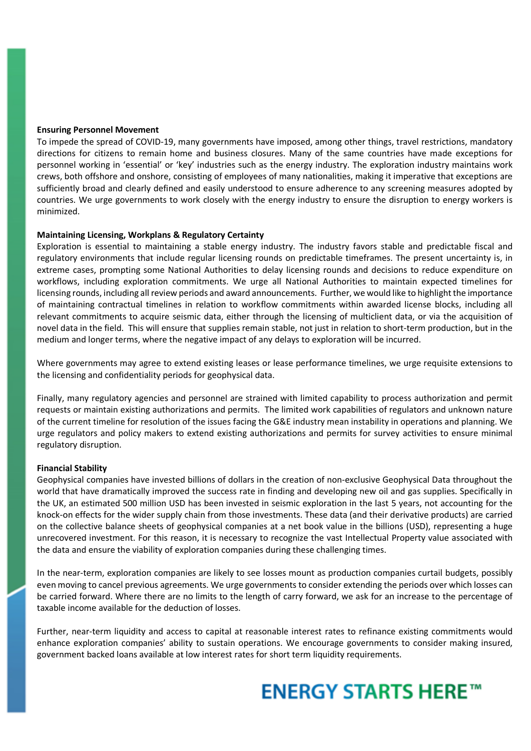**Ensuring Personnel Movement**

To impede the spread of COVID-19, many governments have imposed, among other things, travel restrictions, mandatory directions for citizens to remain home and business closures. Many of the same countries have made exceptions for personnel working in 'essential' or 'key' industries such as the energy industry. The exploration industry maintains work crews, both offshore and onshore, consisting of employees of many nationalities, making it imperative that exceptions are sufficiently broad and clearly defined and easily understood to ensure adherence to any screening measures adopted by countries. We urge governments to work closely with the energy industry to ensure the disruption to energy workers is minimized.

**Maintaining Licensing, Workplans & Regulatory Certainty**

Exploration is essential to maintaining a stable energy industry. The industry favors stable and predictable fiscal and regulatory environments that include regular licensing rounds on predictable timeframes. The present uncertainty is, in extreme cases, prompting some National Authorities to delay licensing rounds and decisions to reduce expenditure on workflows, including exploration commitments. We urge all National Authorities to maintain expected timelines for licensing rounds, including all review periods and award announcements. Further, we would like to highlight the importance of maintaining contractual timelines in relation to workflow commitments within awarded license blocks, including all relevant commitments to acquire seismic data, either through the licensing of multiclient data, or via the acquisition of novel data in the field. This will ensure that supplies remain stable, not just in relation to short-term production, but in the medium and longer terms, where the negative impact of any delays to exploration will be incurred.

Where governments may agree to extend existing leases or lease performance timelines, we urge requisite extensions to the licensing and confidentiality periods for geophysical data.

Finally, many regulatory agencies and personnel are strained with limited capability to process authorization and permit requests or maintain existing authorizations and permits. The limited work capabilities of regulators and unknown nature of the current timeline for resolution of the issues facing the G&E industry mean instability in operations and planning. We urge regulators and policy makers to extend existing authorizations and permits for survey activities to ensure minimal regulatory disruption.

**Financial Stability**

Geophysical companies have invested billions of dollars in the creation of non-exclusive Geophysical Data throughout the world that have dramatically improved the success rate in finding and developing new oil and gas supplies. Specifically in the UK, an estimated 500 million USD has been invested in seismic exploration in the last 5 years, not accounting for the knock-on effects for the wider supply chain from those investments. These data (and their derivative products) are carried on the collective balance sheets of geophysical companies at a net book value in the billions (USD), representing a huge unrecovered investment. For this reason, it is necessary to recognize the vast Intellectual Property value associated with the data and ensure the viability of exploration companies during these challenging times.

In the near-term, exploration companies are likely to see losses mount as production companies curtail budgets, possibly even moving to cancel previous agreements. We urge governments to consider extending the periods over which losses can be carried forward. Where there are no limits to the length of carry forward, we ask for an increase to the percentage of taxable income available for the deduction of losses.

Further, near-term liquidity and access to capital at reasonable interest rates to refinance existing commitments would enhance exploration companies' ability to sustain operations. We encourage governments to consider making insured, government backed loans available at low interest rates for short term liquidity requirements.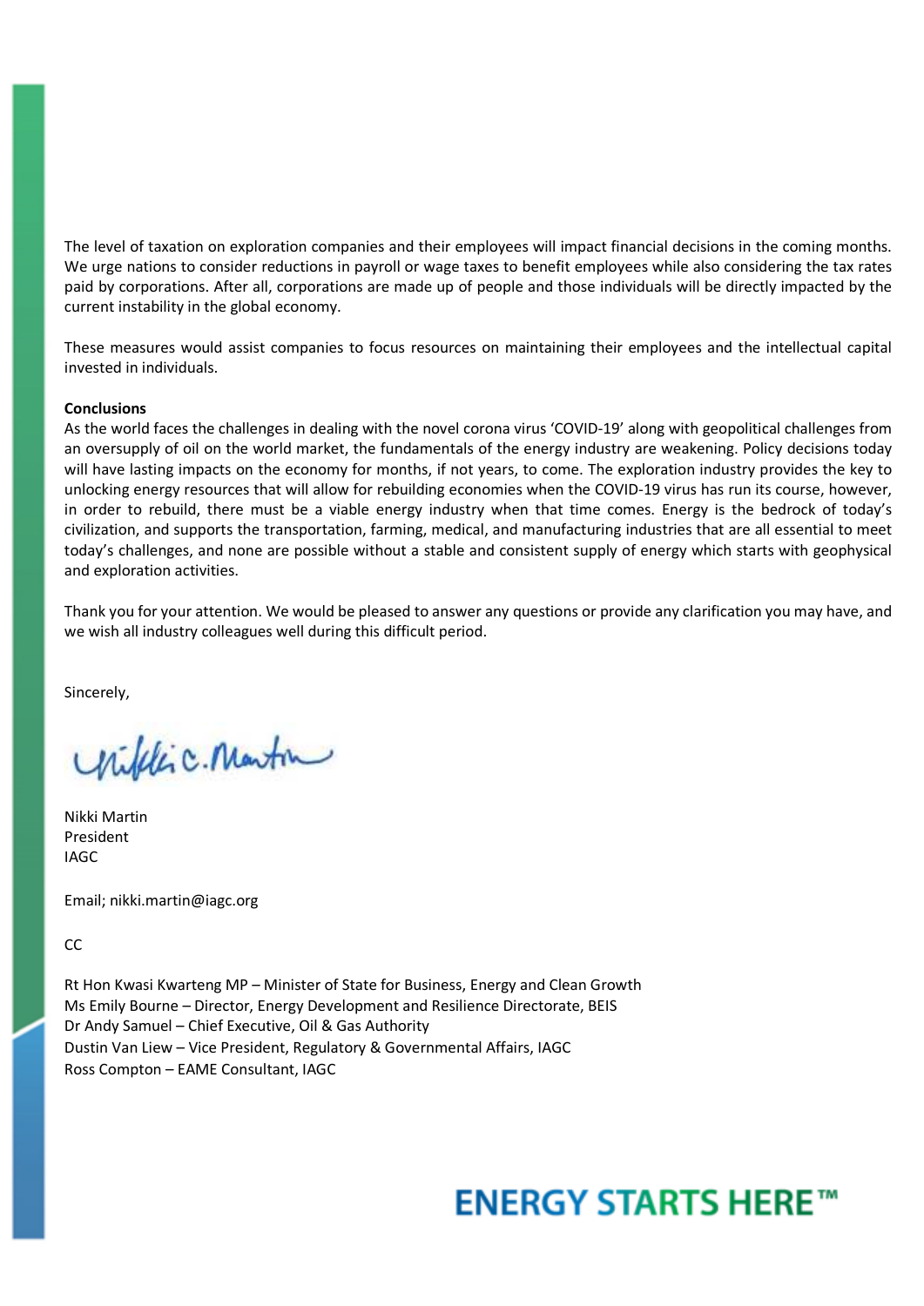The level of taxation on exploration companies and their employees will impact financial decisions in the coming months. We urge nations to consider reductions in payroll or wage taxes to benefit employees while also considering the tax rates paid by corporations. After all, corporations are made up of people and those individuals will be directly impacted by the current instability in the global economy.

These measures would assist companies to focus resources on maintaining their employees and the intellectual capital invested in individuals.

**Conclusions**

As the world faces the challenges in dealing with the novel corona virus 'COVID-19' along with geopolitical challenges from an oversupply of oil on the world market, the fundamentals of the energy industry are weakening. Policy decisions today will have lasting impacts on the economy for months, if not years, to come. The exploration industry provides the key to unlocking energy resources that will allow for rebuilding economies when the COVID-19 virus has run its course, however, in order to rebuild, there must be a viable energy industry when that time comes. Energy is the bedrock of today's civilization, and supports the transportation, farming, medical, and manufacturing industries that are all essential to meet today's challenges, and none are possible without a stable and consistent supply of energy which starts with geophysical and exploration activities.

Thank you for your attention. We would be pleased to answer any questions or provide any clarification you may have, and we wish all industry colleagues well during this difficult period.

Sincerely,

Nikki C. Martin

Nikki Martin
President
IAGC

Email; nikki.martin@iagc.org

CC

Rt Hon Kwasi Kwarteng MP – Minister of State for Business, Energy and Clean Growth
Ms Emily Bourne – Director, Energy Development and Resilience Directorate, BEIS
Dr Andy Samuel – Chief Executive, Oil & Gas Authority
Dustin Van Liew – Vice President, Regulatory & Governmental Affairs, IAGC
Ross Compton – EAME Consultant, IAGC

ENERGY STARTS HERE™